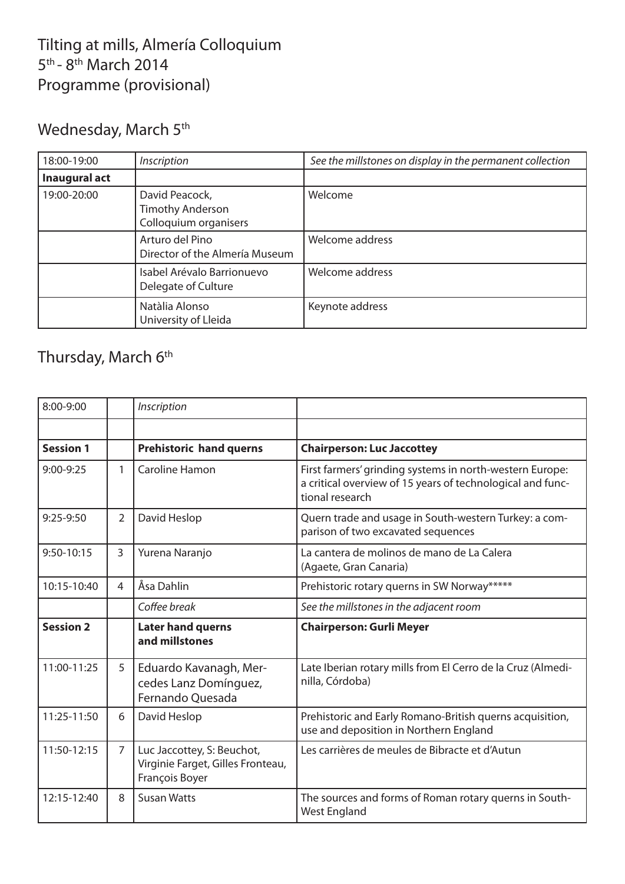# Tilting at mills, Almería Colloquium
# 5th - 8th March 2014
# Programme (provisional)

## Wednesday, March 5th

| | | |
|---|---|---|
| 18:00-19:00 | *Inscription* | *See the millstones on display in the permanent collection* |
| **Inaugural act** | | |
| 19:00-20:00 | David Peacock, Timothy Anderson Colloquium organisers | Welcome |
| | Arturo del Pino Director of the Almería Museum | Welcome address |
| | Isabel Arévalo Barrionuevo Delegate of Culture | Welcome address |
| | Natàlia Alonso University of Lleida | Keynote address |

## Thursday, March 6th

| | | | |
|---|---|---|---|
| 8:00-9:00 | | *Inscription* | |
| | | | |
| **Session 1** | | **Prehistoric hand querns** | **Chairperson: Luc Jaccottey** |
| 9:00-9:25 | 1 | Caroline Hamon | First farmers' grinding systems in north-western Europe: a critical overview of 15 years of technological and functional research |
| 9:25-9:50 | 2 | David Heslop | Quern trade and usage in South-western Turkey: a comparison of two excavated sequences |
| 9:50-10:15 | 3 | Yurena Naranjo | La cantera de molinos de mano de La Calera (Agaete, Gran Canaria) |
| 10:15-10:40 | 4 | Åsa Dahlin | Prehistoric rotary querns in SW Norway***** |
| | | *Coffee break* | *See the millstones in the adjacent room* |
| **Session 2** | | **Later hand querns and millstones** | **Chairperson: Gurli Meyer** |
| 11:00-11:25 | 5 | Eduardo Kavanagh, Mercedes Lanz Domínguez, Fernando Quesada | Late Iberian rotary mills from El Cerro de la Cruz (Almedinilla, Córdoba) |
| 11:25-11:50 | 6 | David Heslop | Prehistoric and Early Romano-British querns acquisition, use and deposition in Northern England |
| 11:50-12:15 | 7 | Luc Jaccottey, S: Beuchot, Virginie Farget, Gilles Fronteau, François Boyer | Les carrières de meules de Bibracte et d'Autun |
| 12:15-12:40 | 8 | Susan Watts | The sources and forms of Roman rotary querns in South-West England |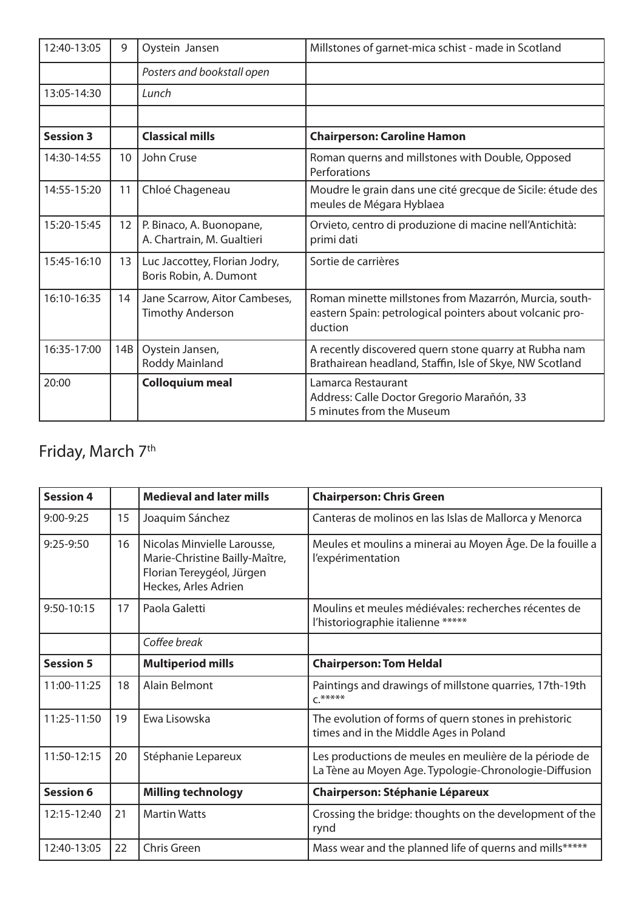| | | | |
|---|---|---|---|
| 12:40-13:05 | 9 | Oystein Jansen | Millstones of garnet-mica schist - made in Scotland |
| | | *Posters and bookstall open* | |
| 13:05-14:30 | | *Lunch* | |
| | | | |
| **Session 3** | | **Classical mills** | **Chairperson: Caroline Hamon** |
| 14:30-14:55 | 10 | John Cruse | Roman querns and millstones with Double, Opposed Perforations |
| 14:55-15:20 | 11 | Chloé Chageneau | Moudre le grain dans une cité grecque de Sicile: étude des meules de Mégara Hyblaea |
| 15:20-15:45 | 12 | P. Binaco, A. Buonopane, A. Chartrain, M. Gualtieri | Orvieto, centro di produzione di macine nell'Antichità: primi dati |
| 15:45-16:10 | 13 | Luc Jaccottey, Florian Jodry, Boris Robin, A. Dumont | Sortie de carrières |
| 16:10-16:35 | 14 | Jane Scarrow, Aitor Cambeses, Timothy Anderson | Roman minette millstones from Mazarrón, Murcia, south-eastern Spain: petrological pointers about volcanic production |
| 16:35-17:00 | 14B | Oystein Jansen, Roddy Mainland | A recently discovered quern stone quarry at Rubha nam Brathairean headland, Staffin, Isle of Skye, NW Scotland |
| 20:00 | | **Colloquium meal** | Lamarca Restaurant<br>Address: Calle Doctor Gregorio Marañón, 33<br>5 minutes from the Museum |

## Friday, March 7th

| **Session 4** | | **Medieval and later mills** | **Chairperson: Chris Green** |
|---|---|---|---|
| 9:00-9:25 | 15 | Joaquim Sánchez | Canteras de molinos en las Islas de Mallorca y Menorca |
| 9:25-9:50 | 16 | Nicolas Minvielle Larousse, Marie-Christine Bailly-Maître, Florian Tereygéol, Jürgen Heckes, Arles Adrien | Meules et moulins a minerai au Moyen Âge. De la fouille a l'expérimentation |
| 9:50-10:15 | 17 | Paola Galetti | Moulins et meules médiévales: recherches récentes de l'historiographie italienne ***** |
| | | *Coffee break* | |
| **Session 5** | | **Multiperiod mills** | **Chairperson: Tom Heldal** |
| 11:00-11:25 | 18 | Alain Belmont | Paintings and drawings of millstone quarries, 17th-19th c.***** |
| 11:25-11:50 | 19 | Ewa Lisowska | The evolution of forms of quern stones in prehistoric times and in the Middle Ages in Poland |
| 11:50-12:15 | 20 | Stéphanie Lepareux | Les productions de meules en meulière de la période de La Tène au Moyen Age. Typologie-Chronologie-Diffusion |
| **Session 6** | | **Milling technology** | **Chairperson: Stéphanie Lépareux** |
| 12:15-12:40 | 21 | Martin Watts | Crossing the bridge: thoughts on the development of the rynd |
| 12:40-13:05 | 22 | Chris Green | Mass wear and the planned life of querns and mills***** |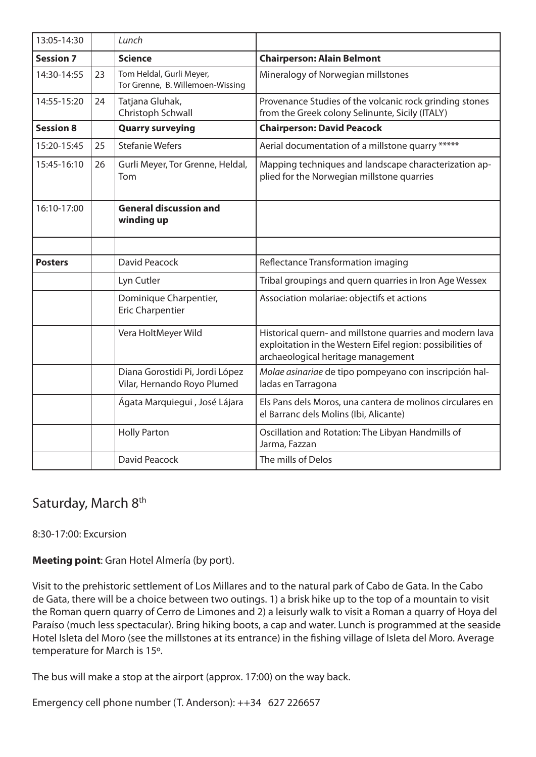| | | | |
|---|---|---|---|
| 13:05-14:30 | | *Lunch* | |
| **Session 7** | | **Science** | **Chairperson: Alain Belmont** |
| 14:30-14:55 | 23 | Tom Heldal, Gurli Meyer, Tor Grenne, B. Willemoen-Wissing | Mineralogy of Norwegian millstones |
| 14:55-15:20 | 24 | Tatjana Gluhak, Christoph Schwall | Provenance Studies of the volcanic rock grinding stones from the Greek colony Selinunte, Sicily (ITALY) |
| **Session 8** | | **Quarry surveying** | **Chairperson: David Peacock** |
| 15:20-15:45 | 25 | Stefanie Wefers | Aerial documentation of a millstone quarry ***** |
| 15:45-16:10 | 26 | Gurli Meyer, Tor Grenne, Heldal, Tom | Mapping techniques and landscape characterization applied for the Norwegian millstone quarries |
| 16:10-17:00 | | **General discussion and winding up** | |
| | | | |
| **Posters** | | David Peacock | Reflectance Transformation imaging |
| | | Lyn Cutler | Tribal groupings and quern quarries in Iron Age Wessex |
| | | Dominique Charpentier, Eric Charpentier | Association molariae: objectifs et actions |
| | | Vera HoltMeyer Wild | Historical quern- and millstone quarries and modern lava exploitation in the Western Eifel region: possibilities of archaeological heritage management |
| | | Diana Gorostidi Pi, Jordi López Vilar, Hernando Royo Plumed | *Molae asinariae* de tipo pompeyano con inscripción halladas en Tarragona |
| | | Ágata Marquiegui , José Lájara | Els Pans dels Moros, una cantera de molinos circulares en el Barranc dels Molins (Ibi, Alicante) |
| | | Holly Parton | Oscillation and Rotation: The Libyan Handmills of Jarma, Fazzan |
| | | David Peacock | The mills of Delos |

## Saturday, March 8th

8:30-17:00: Excursion

**Meeting point**: Gran Hotel Almería (by port).

Visit to the prehistoric settlement of Los Millares and to the natural park of Cabo de Gata. In the Cabo de Gata, there will be a choice between two outings. 1) a brisk hike up to the top of a mountain to visit the Roman quern quarry of Cerro de Limones and 2) a leisurly walk to visit a Roman a quarry of Hoya del Paraíso (much less spectacular). Bring hiking boots, a cap and water. Lunch is programmed at the seaside Hotel Isleta del Moro (see the millstones at its entrance) in the fishing village of Isleta del Moro. Average temperature for March is 15º.

The bus will make a stop at the airport (approx. 17:00) on the way back.

Emergency cell phone number (T. Anderson): ++34 627 226657